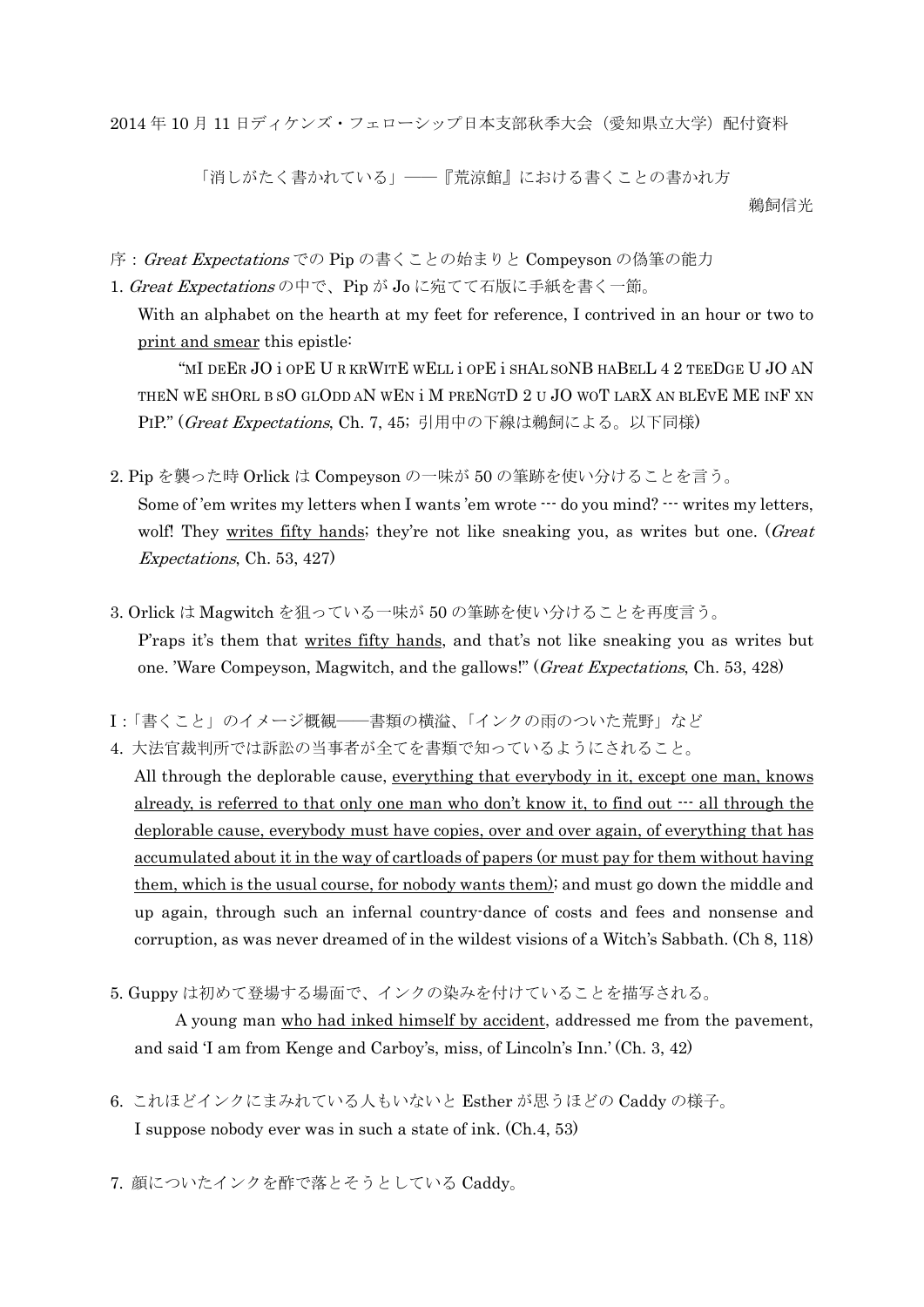2014 年 10 月 11 日ディケンズ・フェローシップ日本支部秋季大会（愛知県立大学）配付資料

「消しがたく書かれている」――『荒涼館』における書くことの書かれ方

鵜飼信光

序：*Great Expectations* での Pip の書くことの始まりと Compeyson の偽筆の能力

1. *Great Expectations* の中で、Pip が Jo に宛てて石版に手紙を書く一節。

   With an alphabet on the hearth at my feet for reference, I contrived in an hour or two to <u>print and smear</u> this epistle:

   "MI DEER JO i OPE U R KRWITE WELL i OPE i SHAL SONB HABELL 4 2 TEEDGE U JO AN THEN WE SHORL B SO GLODD AN WEN i M PRENGTD 2 U JO WOT LARX AN BLEVE ME INF XN PIP." (*Great Expectations*, Ch. 7, 45; 引用中の下線は鵜飼による。以下同様)

2. Pip を襲った時 Orlick は Compeyson の一味が 50 の筆跡を使い分けることを言う。

   Some of 'em writes my letters when I wants 'em wrote --- do you mind? --- writes my letters, wolf! They <u>writes fifty hands</u>; they're not like sneaking you, as writes but one. (*Great Expectations*, Ch. 53, 427)

3. Orlick は Magwitch を狙っている一味が 50 の筆跡を使い分けることを再度言う。

   P'raps it's them that <u>writes fifty hands</u>, and that's not like sneaking you as writes but one. 'Ware Compeyson, Magwitch, and the gallows!" (*Great Expectations*, Ch. 53, 428)

I：「書くこと」のイメージ概観――書類の横溢、「インクの雨のついた荒野」など

4. 大法官裁判所では訴訟の当事者が全てを書類で知っているようにされること。

   All through the deplorable cause, <u>everything that everybody in it, except one man, knows already, is referred to that only one man who don't know it, to find out --- all through the deplorable cause, everybody must have copies, over and over again, of everything that has accumulated about it in the way of cartloads of papers (or must pay for them without having them, which is the usual course, for nobody wants them)</u>; and must go down the middle and up again, through such an infernal country-dance of costs and fees and nonsense and corruption, as was never dreamed of in the wildest visions of a Witch's Sabbath. (Ch 8, 118)

5. Guppy は初めて登場する場面で、インクの染みを付けていることを描写される。

   A young man <u>who had inked himself by accident</u>, addressed me from the pavement, and said 'I am from Kenge and Carboy's, miss, of Lincoln's Inn.' (Ch. 3, 42)

6. これほどインクにまみれている人もいないと Esther が思うほどの Caddy の様子。

   I suppose nobody ever was in such a state of ink. (Ch.4, 53)

7. 顔についたインクを酢で落とそうとしている Caddy。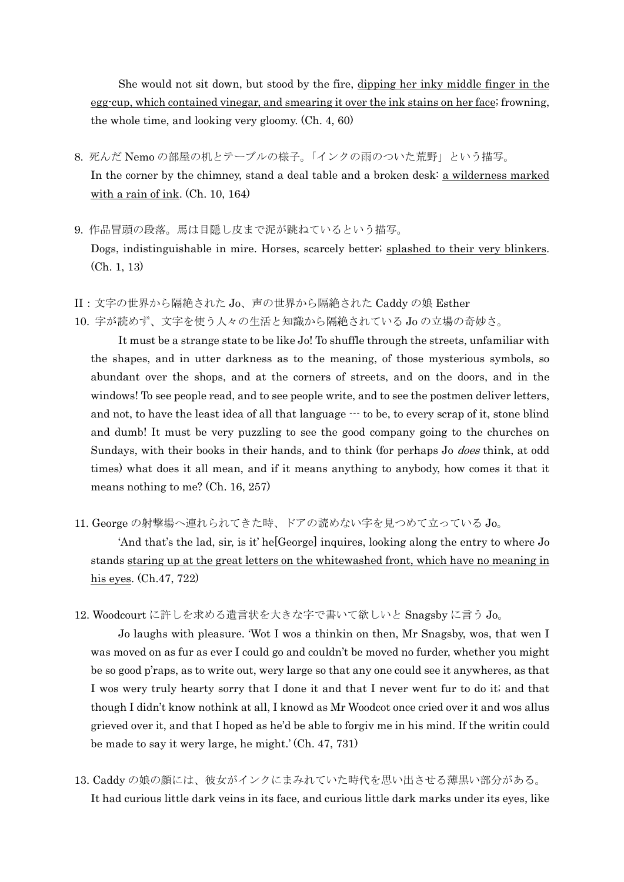She would not sit down, but stood by the fire, <u>dipping her inky middle finger in the egg-cup, which contained vinegar, and smearing it over the ink stains on her face</u>; frowning, the whole time, and looking very gloomy. (Ch. 4, 60)

8. 死んだ Nemo の部屋の机とテーブルの様子。「インクの雨のついた荒野」という描写。
   In the corner by the chimney, stand a deal table and a broken desk: <u>a wilderness marked with a rain of ink</u>. (Ch. 10, 164)

9. 作品冒頭の段落。馬は目隠し皮まで泥が跳ねているという描写。
   Dogs, indistinguishable in mire. Horses, scarcely better; <u>splashed to their very blinkers</u>. (Ch. 1, 13)

II：文字の世界から隔絶された Jo、声の世界から隔絶された Caddy の娘 Esther

10. 字が読めず、文字を使う人々の生活と知識から隔絶されている Jo の立場の奇妙さ。

    It must be a strange state to be like Jo! To shuffle through the streets, unfamiliar with the shapes, and in utter darkness as to the meaning, of those mysterious symbols, so abundant over the shops, and at the corners of streets, and on the doors, and in the windows! To see people read, and to see people write, and to see the postmen deliver letters, and not, to have the least idea of all that language --- to be, to every scrap of it, stone blind and dumb! It must be very puzzling to see the good company going to the churches on Sundays, with their books in their hands, and to think (for perhaps Jo *does* think, at odd times) what does it all mean, and if it means anything to anybody, how comes it that it means nothing to me? (Ch. 16, 257)

11. George の射撃場へ連れられてきた時、ドアの読めない字を見つめて立っている Jo。

    'And that's the lad, sir, is it' he[George] inquires, looking along the entry to where Jo stands <u>staring up at the great letters on the whitewashed front, which have no meaning in his eyes</u>. (Ch.47, 722)

12. Woodcourt に許しを求める遺言状を大きな字で書いて欲しいと Snagsby に言う Jo。

    Jo laughs with pleasure. 'Wot I wos a thinkin on then, Mr Snagsby, wos, that wen I was moved on as fur as ever I could go and couldn't be moved no furder, whether you might be so good p'raps, as to write out, wery large so that any one could see it anywheres, as that I wos wery truly hearty sorry that I done it and that I never went fur to do it; and that though I didn't know nothink at all, I knowd as Mr Woodcot once cried over it and wos allus grieved over it, and that I hoped as he'd be able to forgiv me in his mind. If the writin could be made to say it wery large, he might.' (Ch. 47, 731)

13. Caddy の娘の顔には、彼女がインクにまみれていた時代を思い出させる薄黒い部分がある。
    It had curious little dark veins in its face, and curious little dark marks under its eyes, like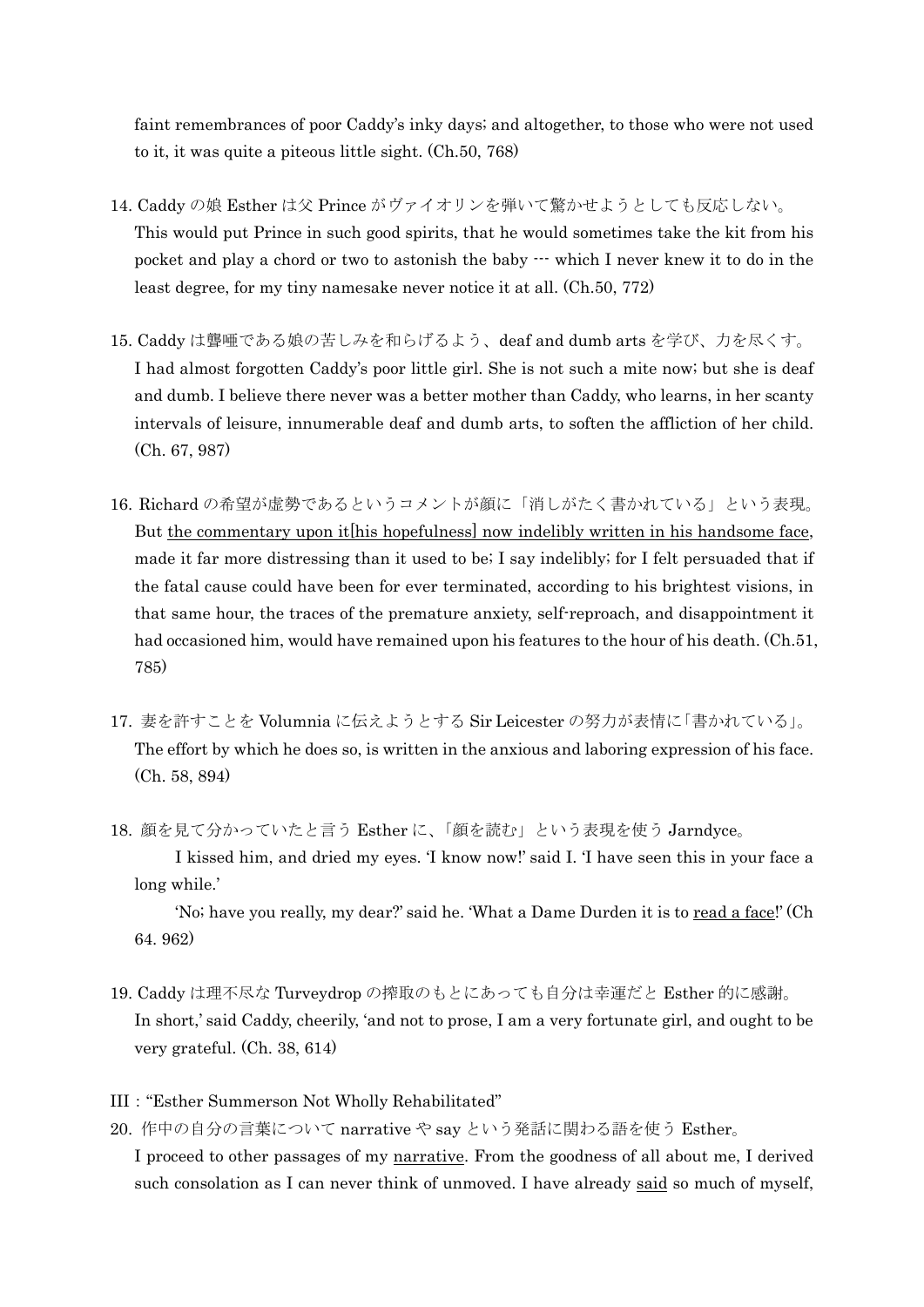faint remembrances of poor Caddy's inky days; and altogether, to those who were not used to it, it was quite a piteous little sight. (Ch.50, 768)

14. Caddy の娘 Esther は父 Prince がヴァイオリンを弾いて驚かせようとしても反応しない。
    This would put Prince in such good spirits, that he would sometimes take the kit from his pocket and play a chord or two to astonish the baby --- which I never knew it to do in the least degree, for my tiny namesake never notice it at all. (Ch.50, 772)

15. Caddy は聾唖である娘の苦しみを和らげるよう、deaf and dumb arts を学び、力を尽くす。
    I had almost forgotten Caddy's poor little girl. She is not such a mite now; but she is deaf and dumb. I believe there never was a better mother than Caddy, who learns, in her scanty intervals of leisure, innumerable deaf and dumb arts, to soften the affliction of her child. (Ch. 67, 987)

16. Richard の希望が虚勢であるというコメントが顔に「消しがたく書かれている」という表現。
    But <u>the commentary upon it[his hopefulness] now indelibly written in his handsome face</u>, made it far more distressing than it used to be; I say indelibly; for I felt persuaded that if the fatal cause could have been for ever terminated, according to his brightest visions, in that same hour, the traces of the premature anxiety, self-reproach, and disappointment it had occasioned him, would have remained upon his features to the hour of his death. (Ch.51, 785)

17. 妻を許すことを Volumnia に伝えようとする Sir Leicester の努力が表情に「書かれている」。
    The effort by which he does so, is written in the anxious and laboring expression of his face. (Ch. 58, 894)

18. 顔を見て分かっていたと言う Esther に、「顔を読む」という表現を使う Jarndyce。
    I kissed him, and dried my eyes. 'I know now!' said I. 'I have seen this in your face a long while.'
    'No; have you really, my dear?' said he. 'What a Dame Durden it is to <u>read a face</u>!' (Ch 64. 962)

19. Caddy は理不尽な Turveydrop の搾取のもとにあっても自分は幸運だと Esther 的に感謝。
    In short,' said Caddy, cheerily, 'and not to prose, I am a very fortunate girl, and ought to be very grateful. (Ch. 38, 614)

III：“Esther Summerson Not Wholly Rehabilitated”

20. 作中の自分の言葉について narrative や say という発話に関わる語を使う Esther。
    I proceed to other passages of my <u>narrative</u>. From the goodness of all about me, I derived such consolation as I can never think of unmoved. I have already <u>said</u> so much of myself,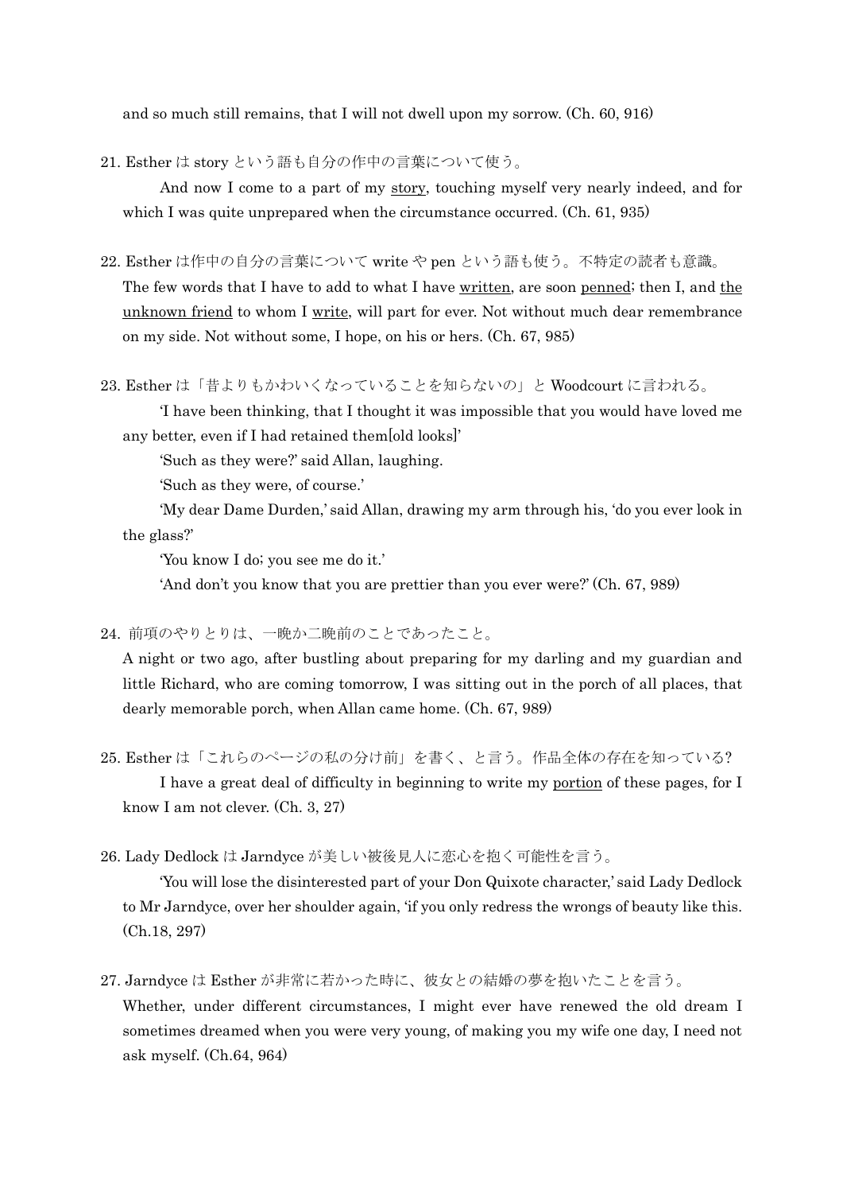and so much still remains, that I will not dwell upon my sorrow. (Ch. 60, 916)

21. Esther は story という語も自分の作中の言葉について使う。

And now I come to a part of my <u>story</u>, touching myself very nearly indeed, and for which I was quite unprepared when the circumstance occurred. (Ch. 61, 935)

22. Esther は作中の自分の言葉について write や pen という語も使う。不特定の読者も意識。

The few words that I have to add to what I have <u>written</u>, are soon <u>penned</u>; then I, and <u>the unknown friend</u> to whom I <u>write</u>, will part for ever. Not without much dear remembrance on my side. Not without some, I hope, on his or hers. (Ch. 67, 985)

23. Esther は「昔よりもかわいくなっていることを知らないの」と Woodcourt に言われる。

'I have been thinking, that I thought it was impossible that you would have loved me any better, even if I had retained them[old looks]'

'Such as they were?' said Allan, laughing.

'Such as they were, of course.'

'My dear Dame Durden,' said Allan, drawing my arm through his, 'do you ever look in the glass?'

'You know I do; you see me do it.'

'And don't you know that you are prettier than you ever were?' (Ch. 67, 989)

24. 前項のやりとりは、一晩か二晩前のことであったこと。

A night or two ago, after bustling about preparing for my darling and my guardian and little Richard, who are coming tomorrow, I was sitting out in the porch of all places, that dearly memorable porch, when Allan came home. (Ch. 67, 989)

25. Esther は「これらのページの私の分け前」を書く、と言う。作品全体の存在を知っている?

I have a great deal of difficulty in beginning to write my <u>portion</u> of these pages, for I know I am not clever. (Ch. 3, 27)

26. Lady Dedlock は Jarndyce が美しい被後見人に恋心を抱く可能性を言う。

'You will lose the disinterested part of your Don Quixote character,' said Lady Dedlock to Mr Jarndyce, over her shoulder again, 'if you only redress the wrongs of beauty like this. (Ch.18, 297)

27. Jarndyce は Esther が非常に若かった時に、彼女との結婚の夢を抱いたことを言う。

Whether, under different circumstances, I might ever have renewed the old dream I sometimes dreamed when you were very young, of making you my wife one day, I need not ask myself. (Ch.64, 964)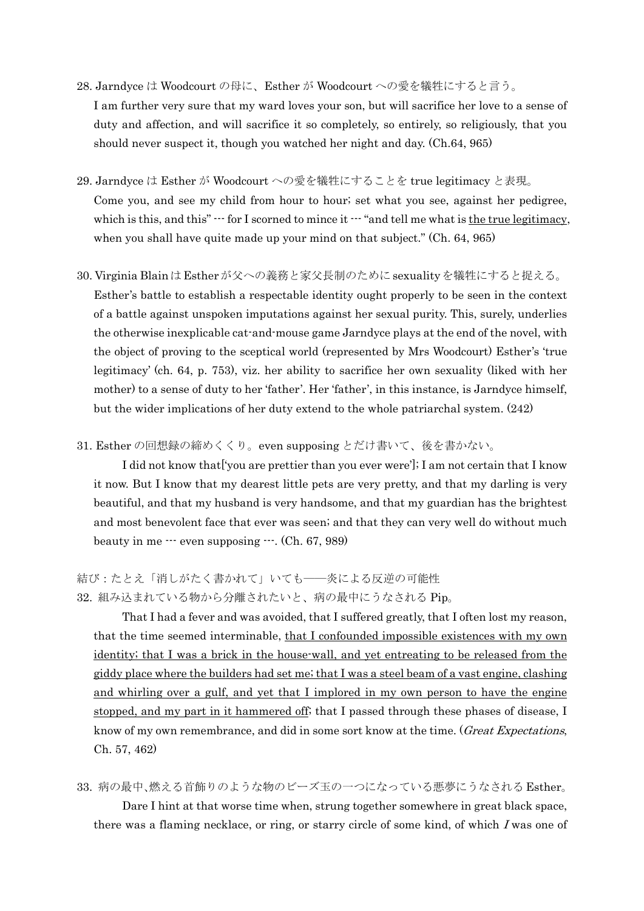28. Jarndyce は Woodcourt の母に、Esther が Woodcourt への愛を犠牲にすると言う。

I am further very sure that my ward loves your son, but will sacrifice her love to a sense of duty and affection, and will sacrifice it so completely, so entirely, so religiously, that you should never suspect it, though you watched her night and day. (Ch.64, 965)

29. Jarndyce は Esther が Woodcourt への愛を犠牲にすることを true legitimacy と表現。

Come you, and see my child from hour to hour; set what you see, against her pedigree, which is this, and this" --- for I scorned to mince it --- "and tell me what is <u>the true legitimacy</u>, when you shall have quite made up your mind on that subject." (Ch. 64, 965)

30. Virginia Blain は Esther が父への義務と家父長制のために sexuality を犠牲にすると捉える。

Esther's battle to establish a respectable identity ought properly to be seen in the context of a battle against unspoken imputations against her sexual purity. This, surely, underlies the otherwise inexplicable cat-and-mouse game Jarndyce plays at the end of the novel, with the object of proving to the sceptical world (represented by Mrs Woodcourt) Esther's 'true legitimacy' (ch. 64, p. 753), viz. her ability to sacrifice her own sexuality (liked with her mother) to a sense of duty to her 'father'. Her 'father', in this instance, is Jarndyce himself, but the wider implications of her duty extend to the whole patriarchal system. (242)

31. Esther の回想録の締めくくり。even supposing とだけ書いて、後を書かない。

I did not know that['you are prettier than you ever were']; I am not certain that I know it now. But I know that my dearest little pets are very pretty, and that my darling is very beautiful, and that my husband is very handsome, and that my guardian has the brightest and most benevolent face that ever was seen; and that they can very well do without much beauty in me --- even supposing ---. (Ch. 67, 989)

結び：たとえ「消しがたく書かれて」いても――炎による反逆の可能性

32. 組み込まれている物から分離されたいと、病の最中にうなされる Pip。

That I had a fever and was avoided, that I suffered greatly, that I often lost my reason, that the time seemed interminable, <u>that I confounded impossible existences with my own identity; that I was a brick in the house-wall, and yet entreating to be released from the giddy place where the builders had set me; that I was a steel beam of a vast engine, clashing and whirling over a gulf, and yet that I implored in my own person to have the engine stopped, and my part in it hammered off</u>; that I passed through these phases of disease, I know of my own remembrance, and did in some sort know at the time. (*Great Expectations*, Ch. 57, 462)

33. 病の最中､燃える首飾りのような物のビーズ玉の一つになっている悪夢にうなされる Esther。

Dare I hint at that worse time when, strung together somewhere in great black space, there was a flaming necklace, or ring, or starry circle of some kind, of which *I* was one of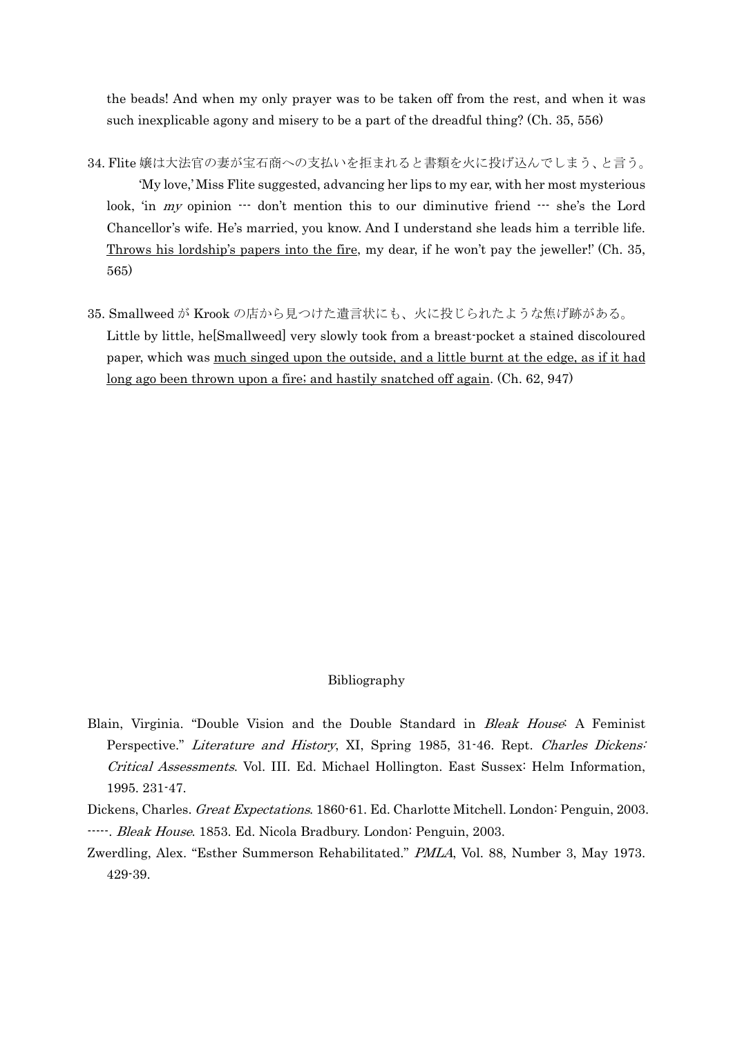the beads! And when my only prayer was to be taken off from the rest, and when it was such inexplicable agony and misery to be a part of the dreadful thing? (Ch. 35, 556)

34. Flite 嬢は大法官の妻が宝石商への支払いを拒まれると書類を火に投げ込んでしまう、と言う。

   'My love,' Miss Flite suggested, advancing her lips to my ear, with her most mysterious look, 'in *my* opinion --- don't mention this to our diminutive friend --- she's the Lord Chancellor's wife. He's married, you know. And I understand she leads him a terrible life. Throws his lordship's papers into the fire, my dear, if he won't pay the jeweller!' (Ch. 35, 565)

35. Smallweed が Krook の店から見つけた遺言状にも、火に投じられたような焦げ跡がある。

   Little by little, he[Smallweed] very slowly took from a breast-pocket a stained discoloured paper, which was much singed upon the outside, and a little burnt at the edge, as if it had long ago been thrown upon a fire; and hastily snatched off again. (Ch. 62, 947)

## Bibliography

Blain, Virginia. "Double Vision and the Double Standard in *Bleak House*: A Feminist Perspective." *Literature and History*, XI, Spring 1985, 31-46. Rept. *Charles Dickens: Critical Assessments*. Vol. III. Ed. Michael Hollington. East Sussex: Helm Information, 1995. 231-47.

Dickens, Charles. *Great Expectations*. 1860-61. Ed. Charlotte Mitchell. London: Penguin, 2003.

-----. *Bleak House*. 1853. Ed. Nicola Bradbury. London: Penguin, 2003.

Zwerdling, Alex. "Esther Summerson Rehabilitated." *PMLA*, Vol. 88, Number 3, May 1973. 429-39.